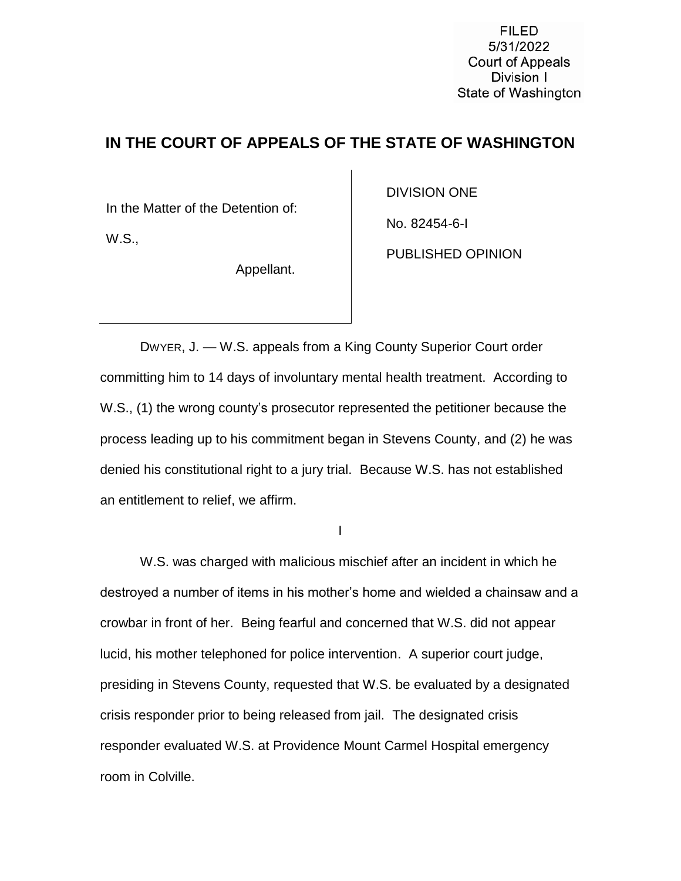FILED
5/31/2022
Court of Appeals
Division I
State of Washington

# IN THE COURT OF APPEALS OF THE STATE OF WASHINGTON

| In the Matter of the Detention of: W.S., Appellant. | DIVISION ONE<br>No. 82454-6-I<br>PUBLISHED OPINION |
| --- | --- |

DWYER, J. — W.S. appeals from a King County Superior Court order committing him to 14 days of involuntary mental health treatment. According to W.S., (1) the wrong county's prosecutor represented the petitioner because the process leading up to his commitment began in Stevens County, and (2) he was denied his constitutional right to a jury trial. Because W.S. has not established an entitlement to relief, we affirm.

I

W.S. was charged with malicious mischief after an incident in which he destroyed a number of items in his mother's home and wielded a chainsaw and a crowbar in front of her. Being fearful and concerned that W.S. did not appear lucid, his mother telephoned for police intervention. A superior court judge, presiding in Stevens County, requested that W.S. be evaluated by a designated crisis responder prior to being released from jail. The designated crisis responder evaluated W.S. at Providence Mount Carmel Hospital emergency room in Colville.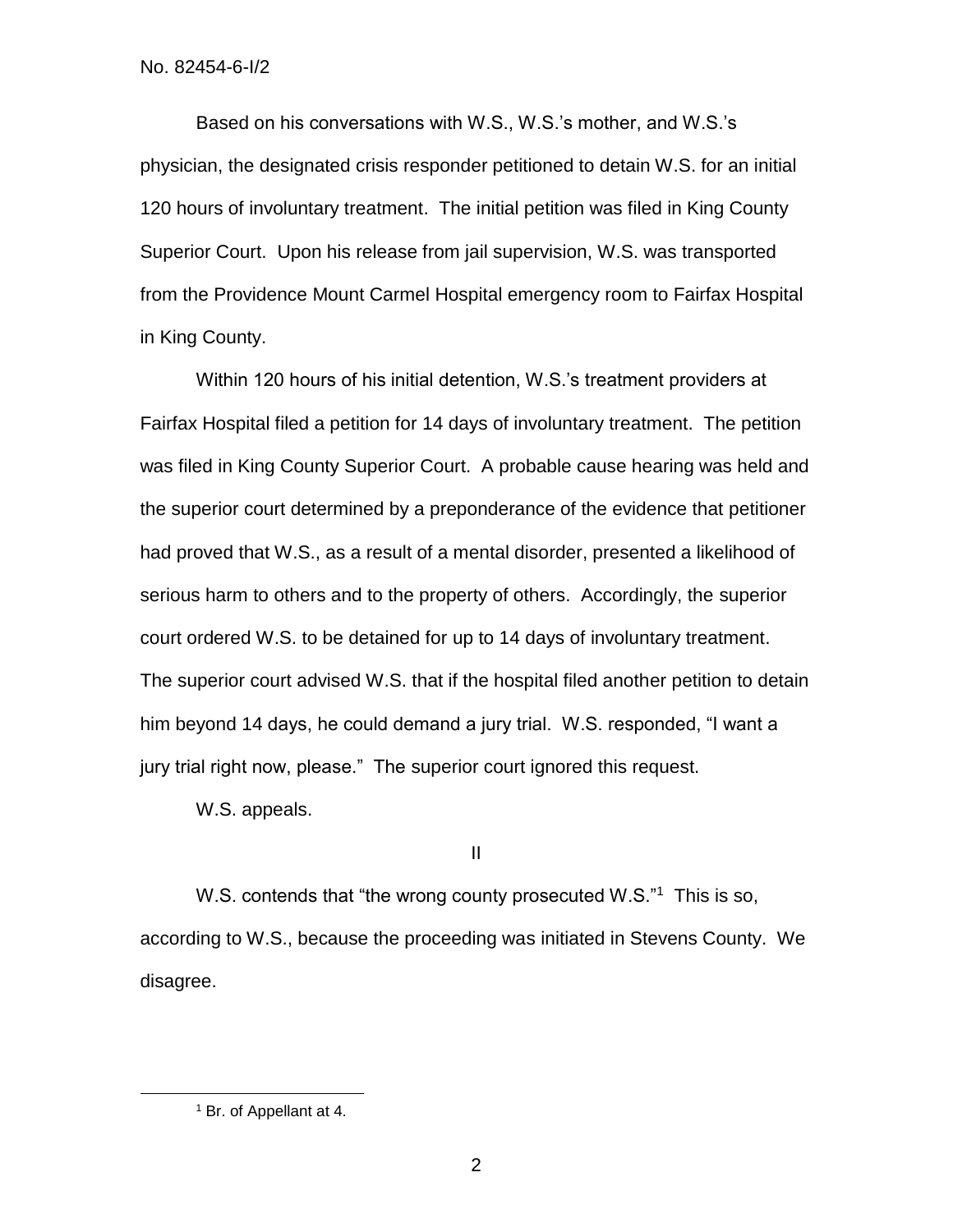Based on his conversations with W.S., W.S.'s mother, and W.S.'s physician, the designated crisis responder petitioned to detain W.S. for an initial 120 hours of involuntary treatment. The initial petition was filed in King County Superior Court. Upon his release from jail supervision, W.S. was transported from the Providence Mount Carmel Hospital emergency room to Fairfax Hospital in King County.

Within 120 hours of his initial detention, W.S.'s treatment providers at Fairfax Hospital filed a petition for 14 days of involuntary treatment. The petition was filed in King County Superior Court. A probable cause hearing was held and the superior court determined by a preponderance of the evidence that petitioner had proved that W.S., as a result of a mental disorder, presented a likelihood of serious harm to others and to the property of others. Accordingly, the superior court ordered W.S. to be detained for up to 14 days of involuntary treatment. The superior court advised W.S. that if the hospital filed another petition to detain him beyond 14 days, he could demand a jury trial. W.S. responded, "I want a jury trial right now, please." The superior court ignored this request.

W.S. appeals.

## II

W.S. contends that "the wrong county prosecuted W.S."[1] This is so, according to W.S., because the proceeding was initiated in Stevens County. We disagree.

---

[1] Br. of Appellant at 4.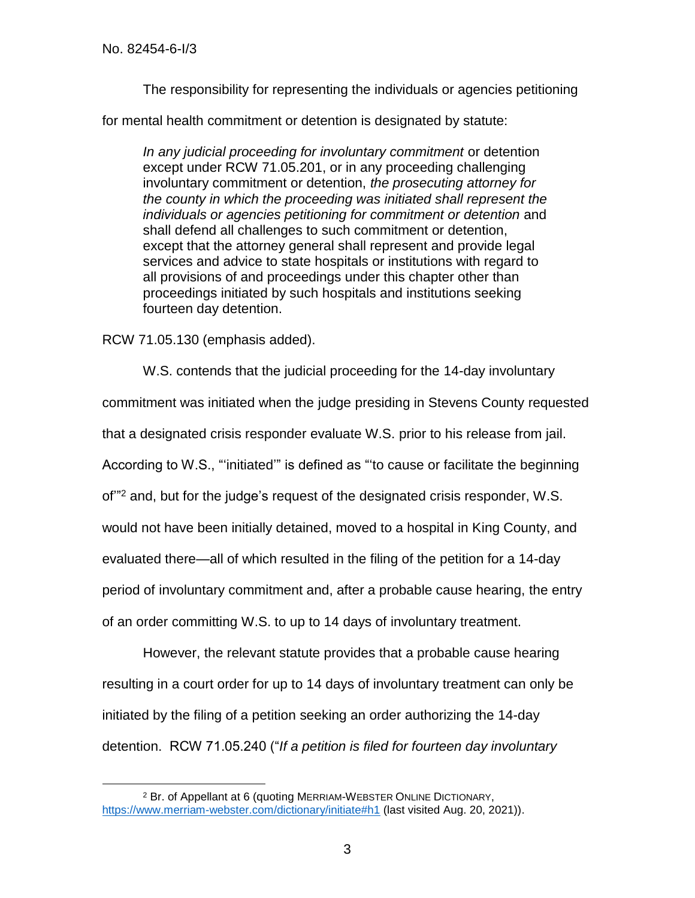The responsibility for representing the individuals or agencies petitioning for mental health commitment or detention is designated by statute:

> *In any judicial proceeding for involuntary commitment* or detention except under RCW 71.05.201, or in any proceeding challenging involuntary commitment or detention, *the prosecuting attorney for the county in which the proceeding was initiated shall represent the individuals or agencies petitioning for commitment or detention* and shall defend all challenges to such commitment or detention, except that the attorney general shall represent and provide legal services and advice to state hospitals or institutions with regard to all provisions of and proceedings under this chapter other than proceedings initiated by such hospitals and institutions seeking fourteen day detention.

RCW 71.05.130 (emphasis added).

W.S. contends that the judicial proceeding for the 14-day involuntary commitment was initiated when the judge presiding in Stevens County requested that a designated crisis responder evaluate W.S. prior to his release from jail. According to W.S., "'initiated'" is defined as "'to cause or facilitate the beginning of'"[2] and, but for the judge's request of the designated crisis responder, W.S. would not have been initially detained, moved to a hospital in King County, and evaluated there—all of which resulted in the filing of the petition for a 14-day period of involuntary commitment and, after a probable cause hearing, the entry of an order committing W.S. to up to 14 days of involuntary treatment.

However, the relevant statute provides that a probable cause hearing resulting in a court order for up to 14 days of involuntary treatment can only be initiated by the filing of a petition seeking an order authorizing the 14-day detention. RCW 71.05.240 ("*If a petition is filed for fourteen day involuntary*

---

[2] Br. of Appellant at 6 (quoting MERRIAM-WEBSTER ONLINE DICTIONARY, https://www.merriam-webster.com/dictionary/initiate#h1 (last visited Aug. 20, 2021)).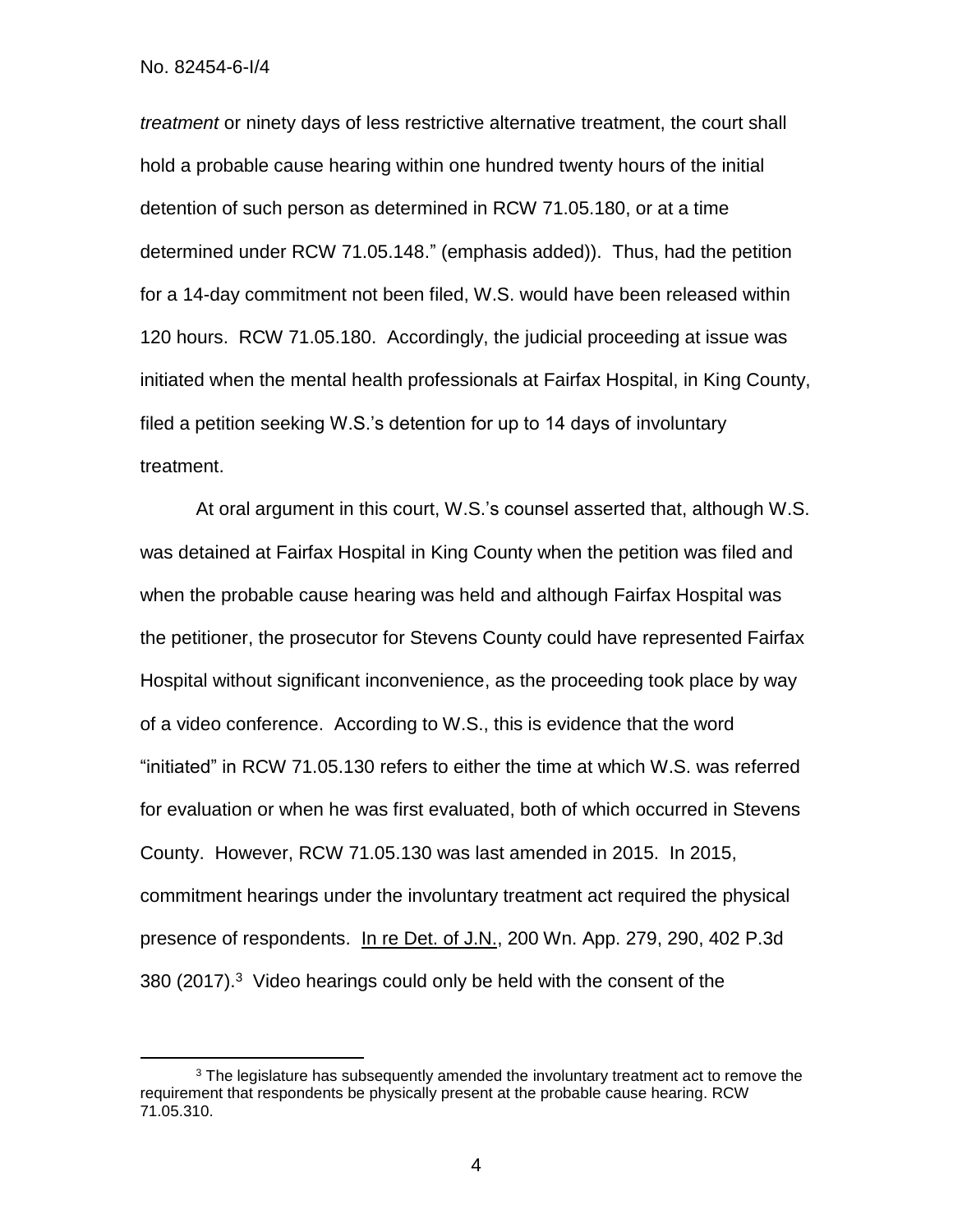*treatment* or ninety days of less restrictive alternative treatment, the court shall hold a probable cause hearing within one hundred twenty hours of the initial detention of such person as determined in RCW 71.05.180, or at a time determined under RCW 71.05.148." (emphasis added)). Thus, had the petition for a 14-day commitment not been filed, W.S. would have been released within 120 hours. RCW 71.05.180. Accordingly, the judicial proceeding at issue was initiated when the mental health professionals at Fairfax Hospital, in King County, filed a petition seeking W.S.'s detention for up to 14 days of involuntary treatment.

At oral argument in this court, W.S.'s counsel asserted that, although W.S. was detained at Fairfax Hospital in King County when the petition was filed and when the probable cause hearing was held and although Fairfax Hospital was the petitioner, the prosecutor for Stevens County could have represented Fairfax Hospital without significant inconvenience, as the proceeding took place by way of a video conference. According to W.S., this is evidence that the word "initiated" in RCW 71.05.130 refers to either the time at which W.S. was referred for evaluation or when he was first evaluated, both of which occurred in Stevens County. However, RCW 71.05.130 was last amended in 2015. In 2015, commitment hearings under the involuntary treatment act required the physical presence of respondents. In re Det. of J.N., 200 Wn. App. 279, 290, 402 P.3d 380 (2017).[3] Video hearings could only be held with the consent of the

[3] The legislature has subsequently amended the involuntary treatment act to remove the requirement that respondents be physically present at the probable cause hearing. RCW 71.05.310.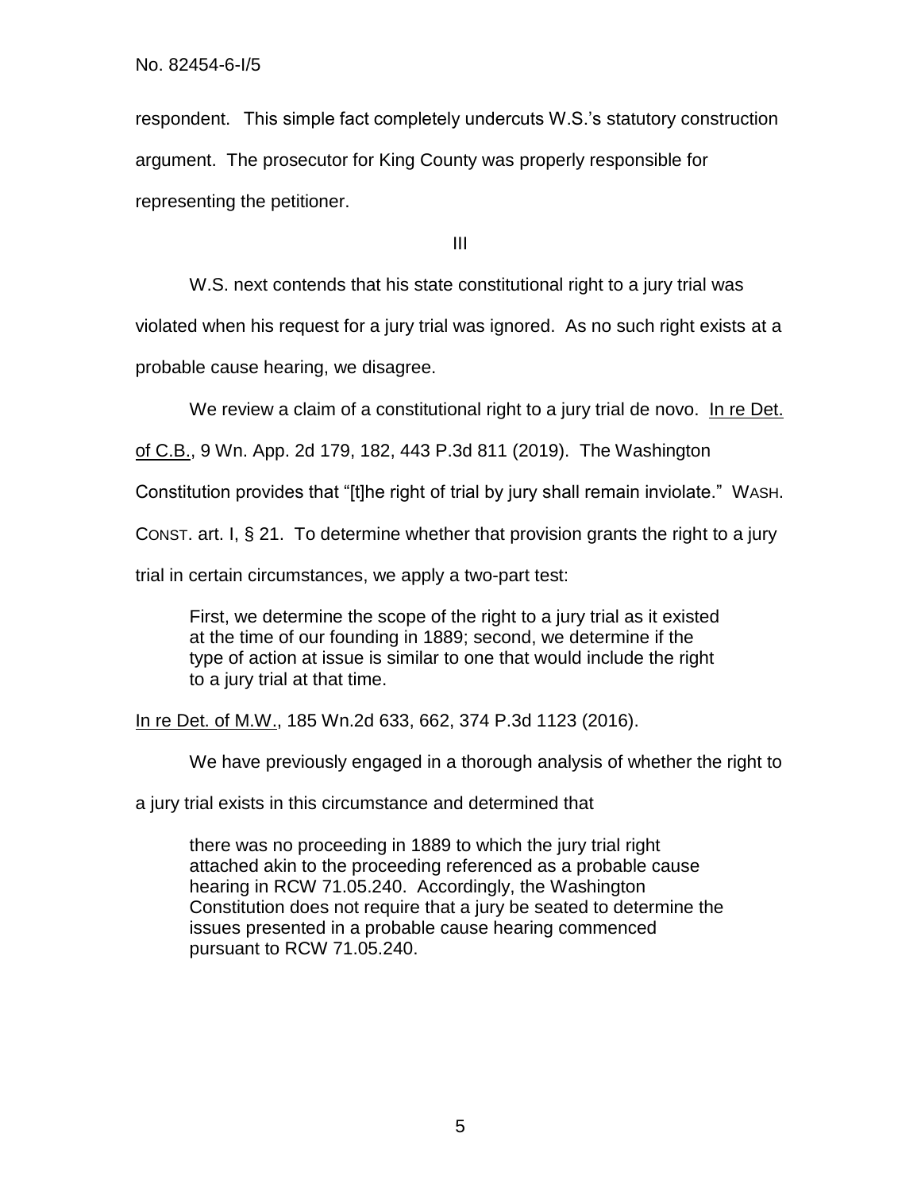respondent. This simple fact completely undercuts W.S.'s statutory construction argument. The prosecutor for King County was properly responsible for representing the petitioner.

III

W.S. next contends that his state constitutional right to a jury trial was violated when his request for a jury trial was ignored. As no such right exists at a probable cause hearing, we disagree.

We review a claim of a constitutional right to a jury trial de novo. In re Det. of C.B., 9 Wn. App. 2d 179, 182, 443 P.3d 811 (2019). The Washington Constitution provides that "[t]he right of trial by jury shall remain inviolate." WASH. CONST. art. I, § 21. To determine whether that provision grants the right to a jury trial in certain circumstances, we apply a two-part test:

> First, we determine the scope of the right to a jury trial as it existed at the time of our founding in 1889; second, we determine if the type of action at issue is similar to one that would include the right to a jury trial at that time.

In re Det. of M.W., 185 Wn.2d 633, 662, 374 P.3d 1123 (2016).

We have previously engaged in a thorough analysis of whether the right to a jury trial exists in this circumstance and determined that

> there was no proceeding in 1889 to which the jury trial right attached akin to the proceeding referenced as a probable cause hearing in RCW 71.05.240. Accordingly, the Washington Constitution does not require that a jury be seated to determine the issues presented in a probable cause hearing commenced pursuant to RCW 71.05.240.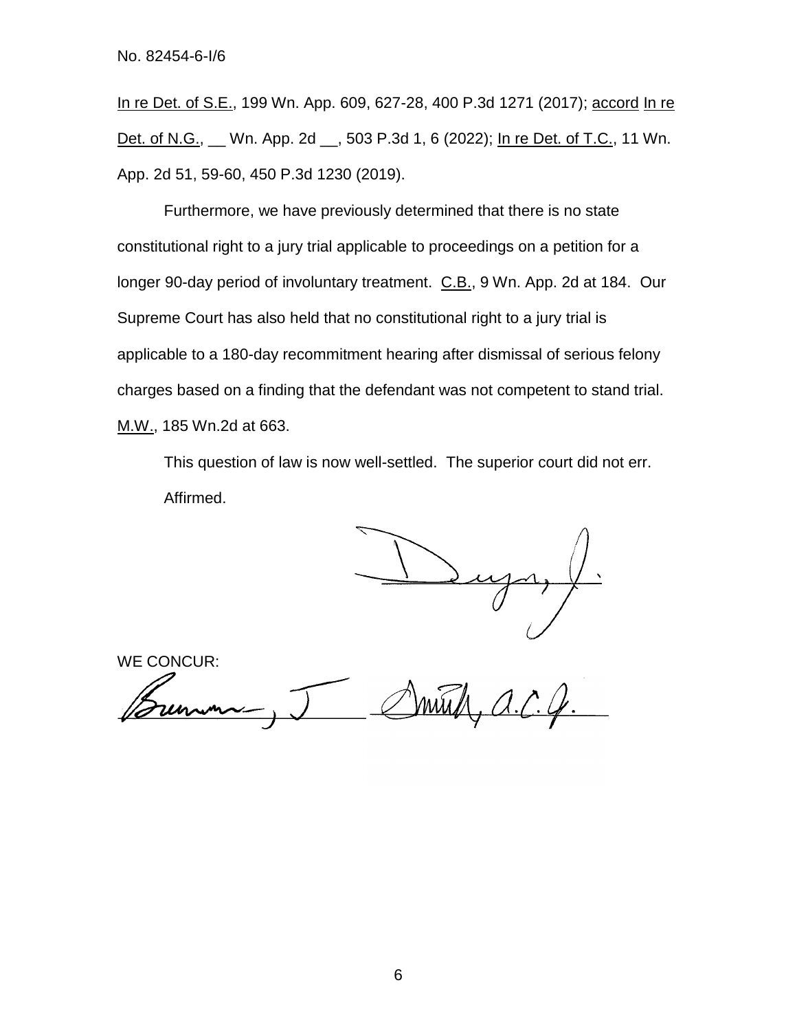In re Det. of S.E., 199 Wn. App. 609, 627-28, 400 P.3d 1271 (2017); accord In re Det. of N.G., __ Wn. App. 2d __, 503 P.3d 1, 6 (2022); In re Det. of T.C., 11 Wn. App. 2d 51, 59-60, 450 P.3d 1230 (2019).

Furthermore, we have previously determined that there is no state constitutional right to a jury trial applicable to proceedings on a petition for a longer 90-day period of involuntary treatment. C.B., 9 Wn. App. 2d at 184. Our Supreme Court has also held that no constitutional right to a jury trial is applicable to a 180-day recommitment hearing after dismissal of serious felony charges based on a finding that the defendant was not competent to stand trial. M.W., 185 Wn.2d at 663.

This question of law is now well-settled. The superior court did not err.

Affirmed.

Dwyer, J.

WE CONCUR:

Bowman, J. Smith, A.C.J.